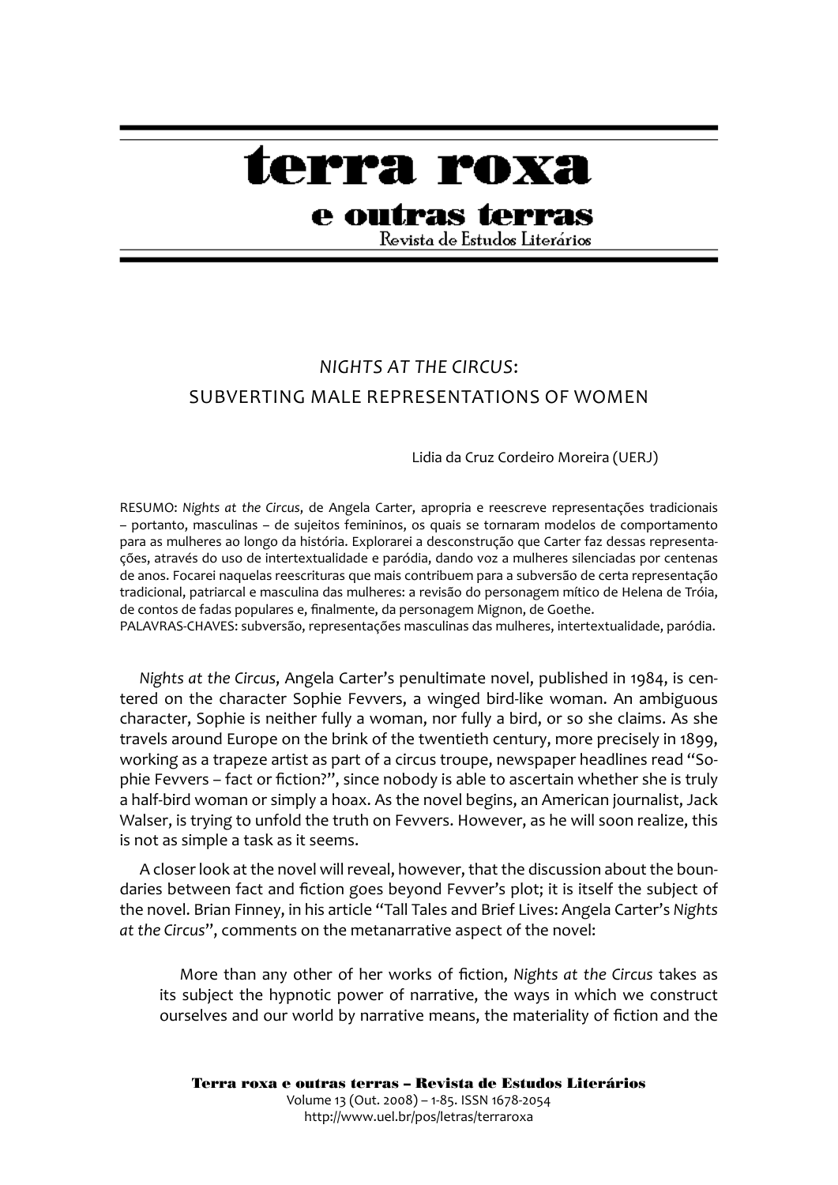# terra roxa

## e outras terras

Revista de Estudos Literários

## *NIGHTS AT THE CIRCUS*: SUBVERTING MALE REPRESENTATIONS OF WOMEN

Lidia da Cruz Cordeiro Moreira (UERJ)

RESUMO: *Nights at the Circus*, de Angela Carter, apropria e reescreve representações tradicionais – portanto, masculinas – de sujeitos femininos, os quais se tornaram modelos de comportamento para as mulheres ao longo da história. Explorarei a desconstrução que Carter faz dessas representações, através do uso de intertextualidade e paródia, dando voz a mulheres silenciadas por centenas de anos. Focarei naquelas reescrituras que mais contribuem para a subversão de certa representação tradicional, patriarcal e masculina das mulheres: a revisão do personagem mítico de Helena de Tróia, de contos de fadas populares e, finalmente, da personagem Mignon, de Goethe.

PALAVRAS-CHAVES: subversão, representações masculinas das mulheres, intertextualidade, paródia.

*Nights at the Circus*, Angela Carter's penultimate novel, published in 1984, is centered on the character Sophie Fevvers, a winged bird-like woman. An ambiguous character, Sophie is neither fully a woman, nor fully a bird, or so she claims. As she travels around Europe on the brink of the twentieth century, more precisely in 1899, working as a trapeze artist as part of a circus troupe, newspaper headlines read "Sophie Fevvers – fact or fiction?", since nobody is able to ascertain whether she is truly a half-bird woman or simply a hoax. As the novel begins, an American journalist, Jack Walser, is trying to unfold the truth on Fevvers. However, as he will soon realize, this is not as simple a task as it seems.

A closer look at the novel will reveal, however, that the discussion about the boundaries between fact and fiction goes beyond Fevver's plot; it is itself the subject of the novel. Brian Finney, in his article "Tall Tales and Brief Lives: Angela Carter's *Nights at the Circus*", comments on the metanarrative aspect of the novel:

> More than any other of her works of fiction, *Nights at the Circus* takes as its subject the hypnotic power of narrative, the ways in which we construct ourselves and our world by narrative means, the materiality of fiction and the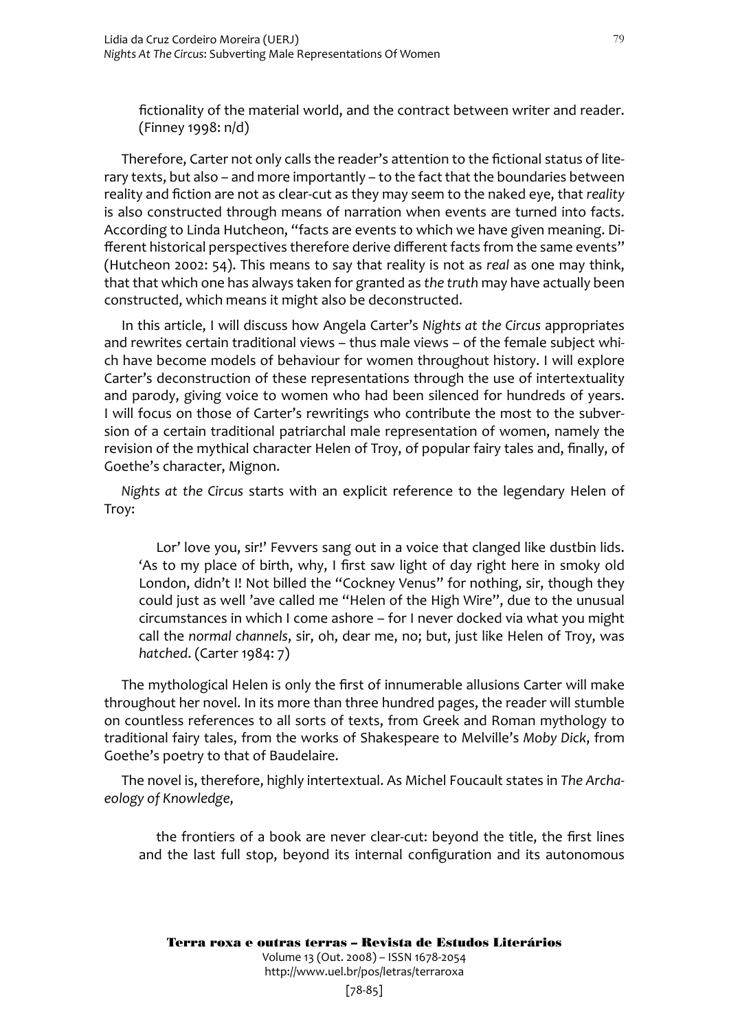fictionality of the material world, and the contract between writer and reader. (Finney 1998: n/d)

Therefore, Carter not only calls the reader's attention to the fictional status of literary texts, but also – and more importantly – to the fact that the boundaries between reality and fiction are not as clear-cut as they may seem to the naked eye, that *reality* is also constructed through means of narration when events are turned into facts. According to Linda Hutcheon, "facts are events to which we have given meaning. Different historical perspectives therefore derive different facts from the same events" (Hutcheon 2002: 54). This means to say that reality is not as *real* as one may think, that that which one has always taken for granted as *the truth* may have actually been constructed, which means it might also be deconstructed.

In this article, I will discuss how Angela Carter's *Nights at the Circus* appropriates and rewrites certain traditional views – thus male views – of the female subject which have become models of behaviour for women throughout history. I will explore Carter's deconstruction of these representations through the use of intertextuality and parody, giving voice to women who had been silenced for hundreds of years. I will focus on those of Carter's rewritings who contribute the most to the subversion of a certain traditional patriarchal male representation of women, namely the revision of the mythical character Helen of Troy, of popular fairy tales and, finally, of Goethe's character, Mignon.

*Nights at the Circus* starts with an explicit reference to the legendary Helen of Troy:

> Lor' love you, sir!' Fevvers sang out in a voice that clanged like dustbin lids. 'As to my place of birth, why, I first saw light of day right here in smoky old London, didn't I! Not billed the "Cockney Venus" for nothing, sir, though they could just as well 'ave called me "Helen of the High Wire", due to the unusual circumstances in which I come ashore – for I never docked via what you might call the *normal channels*, sir, oh, dear me, no; but, just like Helen of Troy, was *hatched*. (Carter 1984: 7)

The mythological Helen is only the first of innumerable allusions Carter will make throughout her novel. In its more than three hundred pages, the reader will stumble on countless references to all sorts of texts, from Greek and Roman mythology to traditional fairy tales, from the works of Shakespeare to Melville's *Moby Dick*, from Goethe's poetry to that of Baudelaire.

The novel is, therefore, highly intertextual. As Michel Foucault states in *The Archaeology of Knowledge*,

> the frontiers of a book are never clear-cut: beyond the title, the first lines and the last full stop, beyond its internal configuration and its autonomous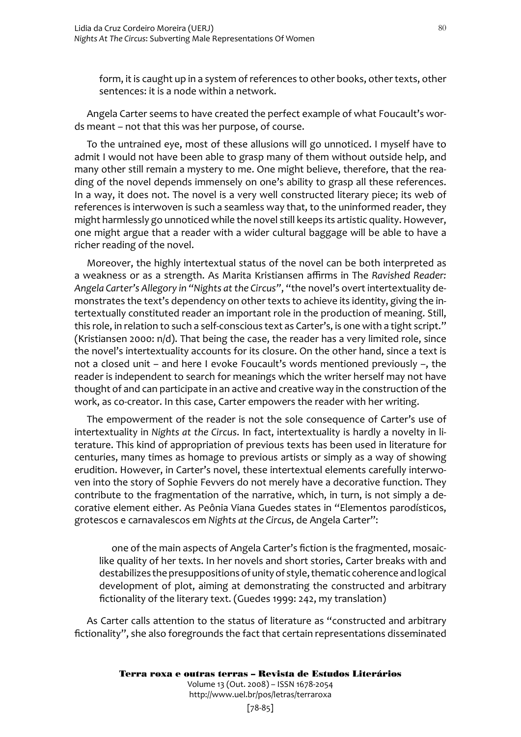form, it is caught up in a system of references to other books, other texts, other sentences: it is a node within a network.

Angela Carter seems to have created the perfect example of what Foucault's words meant – not that this was her purpose, of course.

To the untrained eye, most of these allusions will go unnoticed. I myself have to admit I would not have been able to grasp many of them without outside help, and many other still remain a mystery to me. One might believe, therefore, that the reading of the novel depends immensely on one's ability to grasp all these references. In a way, it does not. The novel is a very well constructed literary piece; its web of references is interwoven is such a seamless way that, to the uninformed reader, they might harmlessly go unnoticed while the novel still keeps its artistic quality. However, one might argue that a reader with a wider cultural baggage will be able to have a richer reading of the novel.

Moreover, the highly intertextual status of the novel can be both interpreted as a weakness or as a strength. As Marita Kristiansen affirms in The *Ravished Reader: Angela Carter's Allegory in "Nights at the Circus"*, "the novel's overt intertextuality demonstrates the text's dependency on other texts to achieve its identity, giving the intertextually constituted reader an important role in the production of meaning. Still, this role, in relation to such a self-conscious text as Carter's, is one with a tight script." (Kristiansen 2000: n/d). That being the case, the reader has a very limited role, since the novel's intertextuality accounts for its closure. On the other hand, since a text is not a closed unit – and here I evoke Foucault's words mentioned previously –, the reader is independent to search for meanings which the writer herself may not have thought of and can participate in an active and creative way in the construction of the work, as co-creator. In this case, Carter empowers the reader with her writing.

The empowerment of the reader is not the sole consequence of Carter's use of intertextuality in *Nights at the Circus*. In fact, intertextuality is hardly a novelty in literature. This kind of appropriation of previous texts has been used in literature for centuries, many times as homage to previous artists or simply as a way of showing erudition. However, in Carter's novel, these intertextual elements carefully interwoven into the story of Sophie Fevvers do not merely have a decorative function. They contribute to the fragmentation of the narrative, which, in turn, is not simply a decorative element either. As Peônia Viana Guedes states in "Elementos parodísticos, grotescos e carnavalescos em *Nights at the Circus*, de Angela Carter":

> one of the main aspects of Angela Carter's fiction is the fragmented, mosaic-like quality of her texts. In her novels and short stories, Carter breaks with and destabilizes the presuppositions of unity of style, thematic coherence and logical development of plot, aiming at demonstrating the constructed and arbitrary fictionality of the literary text. (Guedes 1999: 242, my translation)

As Carter calls attention to the status of literature as "constructed and arbitrary fictionality", she also foregrounds the fact that certain representations disseminated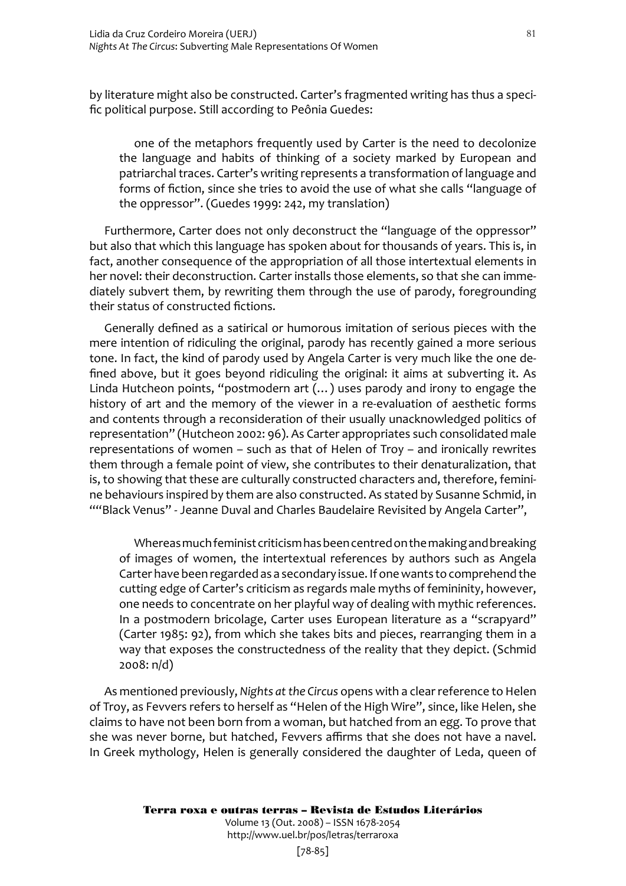by literature might also be constructed. Carter's fragmented writing has thus a specific political purpose. Still according to Peônia Guedes:

> one of the metaphors frequently used by Carter is the need to decolonize the language and habits of thinking of a society marked by European and patriarchal traces. Carter's writing represents a transformation of language and forms of fiction, since she tries to avoid the use of what she calls "language of the oppressor". (Guedes 1999: 242, my translation)

Furthermore, Carter does not only deconstruct the "language of the oppressor" but also that which this language has spoken about for thousands of years. This is, in fact, another consequence of the appropriation of all those intertextual elements in her novel: their deconstruction. Carter installs those elements, so that she can immediately subvert them, by rewriting them through the use of parody, foregrounding their status of constructed fictions.

Generally defined as a satirical or humorous imitation of serious pieces with the mere intention of ridiculing the original, parody has recently gained a more serious tone. In fact, the kind of parody used by Angela Carter is very much like the one defined above, but it goes beyond ridiculing the original: it aims at subverting it. As Linda Hutcheon points, "postmodern art (... ) uses parody and irony to engage the history of art and the memory of the viewer in a re-evaluation of aesthetic forms and contents through a reconsideration of their usually unacknowledged politics of representation" (Hutcheon 2002: 96). As Carter appropriates such consolidated male representations of women – such as that of Helen of Troy – and ironically rewrites them through a female point of view, she contributes to their denaturalization, that is, to showing that these are culturally constructed characters and, therefore, feminine behaviours inspired by them are also constructed. As stated by Susanne Schmid, in ""Black Venus" - Jeanne Duval and Charles Baudelaire Revisited by Angela Carter",

> Whereas much feminist criticism has been centred on the making and breaking of images of women, the intertextual references by authors such as Angela Carter have been regarded as a secondary issue. If one wants to comprehend the cutting edge of Carter's criticism as regards male myths of femininity, however, one needs to concentrate on her playful way of dealing with mythic references. In a postmodern bricolage, Carter uses European literature as a "scrapyard" (Carter 1985: 92), from which she takes bits and pieces, rearranging them in a way that exposes the constructedness of the reality that they depict. (Schmid 2008: n/d)

As mentioned previously, *Nights at the Circus* opens with a clear reference to Helen of Troy, as Fevvers refers to herself as "Helen of the High Wire", since, like Helen, she claims to have not been born from a woman, but hatched from an egg. To prove that she was never borne, but hatched, Fevvers affirms that she does not have a navel. In Greek mythology, Helen is generally considered the daughter of Leda, queen of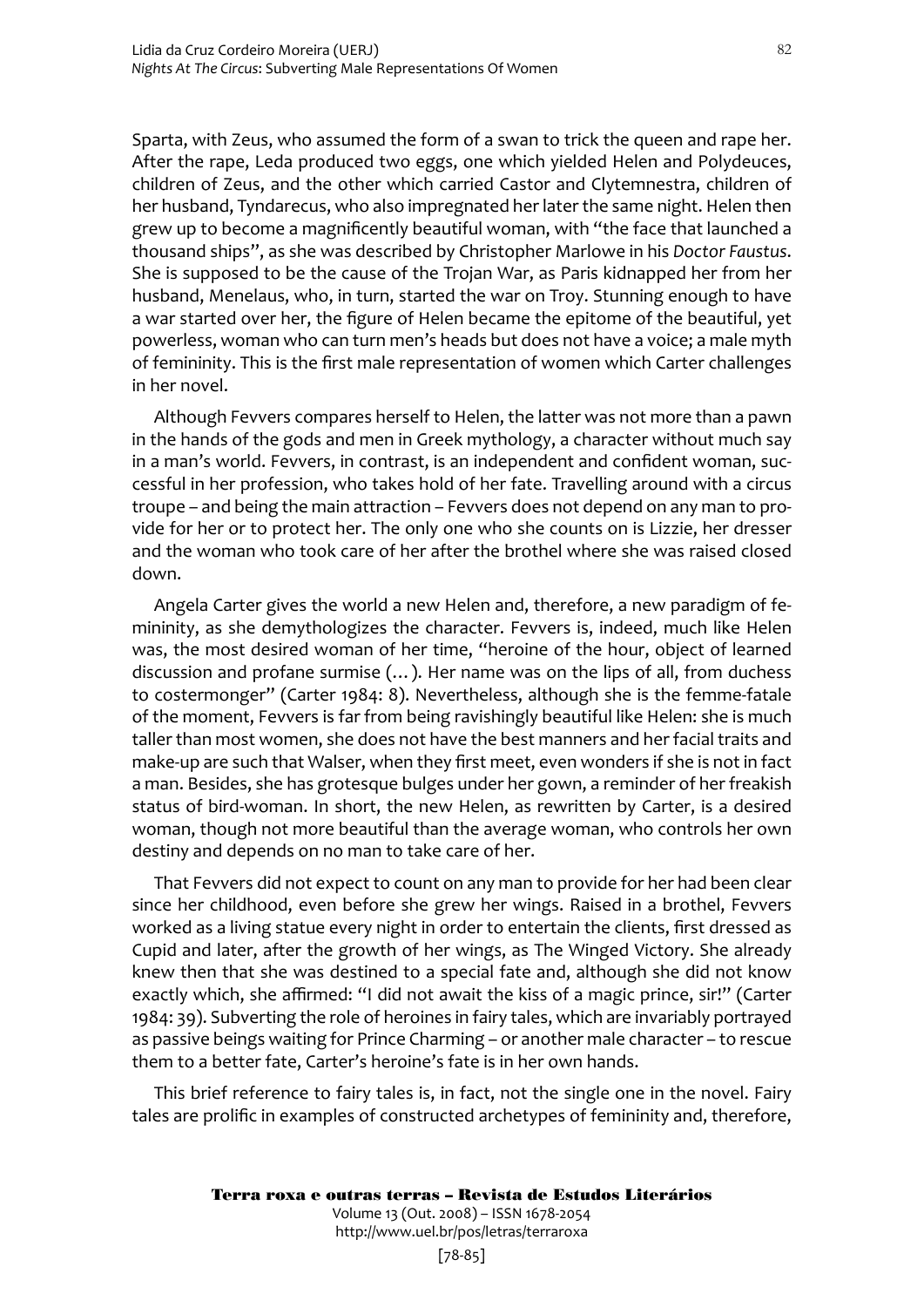Sparta, with Zeus, who assumed the form of a swan to trick the queen and rape her. After the rape, Leda produced two eggs, one which yielded Helen and Polydeuces, children of Zeus, and the other which carried Castor and Clytemnestra, children of her husband, Tyndarecus, who also impregnated her later the same night. Helen then grew up to become a magnificently beautiful woman, with "the face that launched a thousand ships", as she was described by Christopher Marlowe in his *Doctor Faustus*. She is supposed to be the cause of the Trojan War, as Paris kidnapped her from her husband, Menelaus, who, in turn, started the war on Troy. Stunning enough to have a war started over her, the figure of Helen became the epitome of the beautiful, yet powerless, woman who can turn men's heads but does not have a voice; a male myth of femininity. This is the first male representation of women which Carter challenges in her novel.

Although Fevvers compares herself to Helen, the latter was not more than a pawn in the hands of the gods and men in Greek mythology, a character without much say in a man's world. Fevvers, in contrast, is an independent and confident woman, successful in her profession, who takes hold of her fate. Travelling around with a circus troupe – and being the main attraction – Fevvers does not depend on any man to provide for her or to protect her. The only one who she counts on is Lizzie, her dresser and the woman who took care of her after the brothel where she was raised closed down.

Angela Carter gives the world a new Helen and, therefore, a new paradigm of femininity, as she demythologizes the character. Fevvers is, indeed, much like Helen was, the most desired woman of her time, "heroine of the hour, object of learned discussion and profane surmise (…). Her name was on the lips of all, from duchess to costermonger" (Carter 1984: 8). Nevertheless, although she is the femme-fatale of the moment, Fevvers is far from being ravishingly beautiful like Helen: she is much taller than most women, she does not have the best manners and her facial traits and make-up are such that Walser, when they first meet, even wonders if she is not in fact a man. Besides, she has grotesque bulges under her gown, a reminder of her freakish status of bird-woman. In short, the new Helen, as rewritten by Carter, is a desired woman, though not more beautiful than the average woman, who controls her own destiny and depends on no man to take care of her.

That Fevvers did not expect to count on any man to provide for her had been clear since her childhood, even before she grew her wings. Raised in a brothel, Fevvers worked as a living statue every night in order to entertain the clients, first dressed as Cupid and later, after the growth of her wings, as The Winged Victory. She already knew then that she was destined to a special fate and, although she did not know exactly which, she affirmed: "I did not await the kiss of a magic prince, sir!" (Carter 1984: 39). Subverting the role of heroines in fairy tales, which are invariably portrayed as passive beings waiting for Prince Charming – or another male character – to rescue them to a better fate, Carter's heroine's fate is in her own hands.

This brief reference to fairy tales is, in fact, not the single one in the novel. Fairy tales are prolific in examples of constructed archetypes of femininity and, therefore,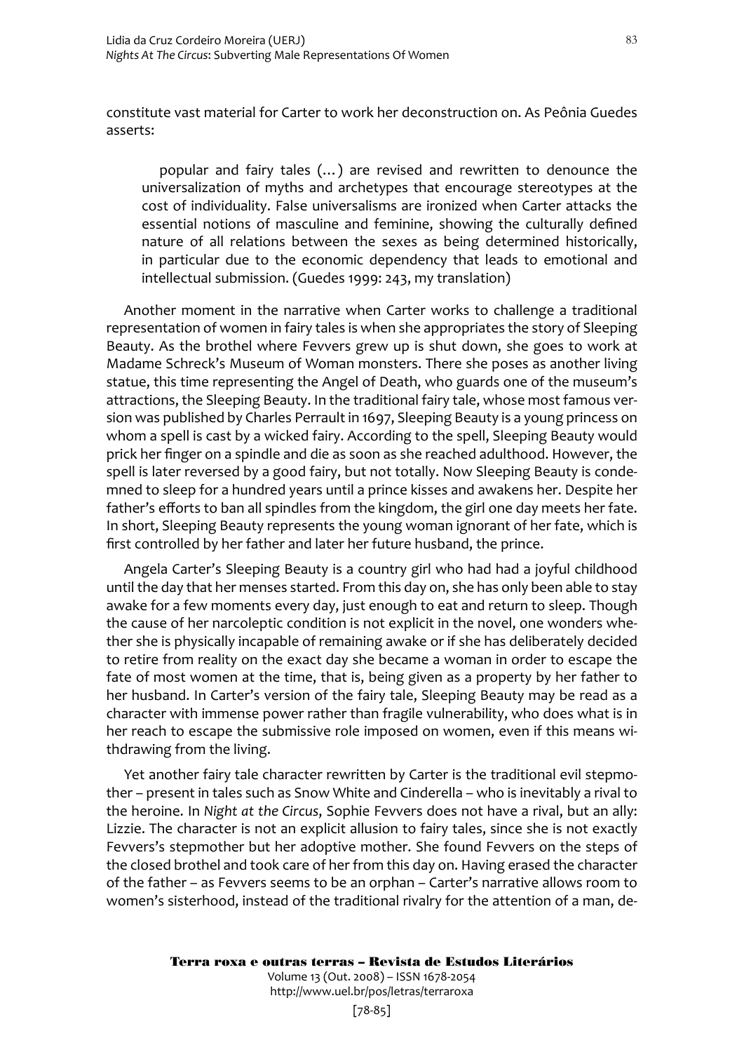constitute vast material for Carter to work her deconstruction on. As Peônia Guedes asserts:

> popular and fairy tales (…) are revised and rewritten to denounce the universalization of myths and archetypes that encourage stereotypes at the cost of individuality. False universalisms are ironized when Carter attacks the essential notions of masculine and feminine, showing the culturally defined nature of all relations between the sexes as being determined historically, in particular due to the economic dependency that leads to emotional and intellectual submission. (Guedes 1999: 243, my translation)

Another moment in the narrative when Carter works to challenge a traditional representation of women in fairy tales is when she appropriates the story of Sleeping Beauty. As the brothel where Fevvers grew up is shut down, she goes to work at Madame Schreck's Museum of Woman monsters. There she poses as another living statue, this time representing the Angel of Death, who guards one of the museum's attractions, the Sleeping Beauty. In the traditional fairy tale, whose most famous version was published by Charles Perrault in 1697, Sleeping Beauty is a young princess on whom a spell is cast by a wicked fairy. According to the spell, Sleeping Beauty would prick her finger on a spindle and die as soon as she reached adulthood. However, the spell is later reversed by a good fairy, but not totally. Now Sleeping Beauty is condemned to sleep for a hundred years until a prince kisses and awakens her. Despite her father's efforts to ban all spindles from the kingdom, the girl one day meets her fate. In short, Sleeping Beauty represents the young woman ignorant of her fate, which is first controlled by her father and later her future husband, the prince.

Angela Carter's Sleeping Beauty is a country girl who had had a joyful childhood until the day that her menses started. From this day on, she has only been able to stay awake for a few moments every day, just enough to eat and return to sleep. Though the cause of her narcoleptic condition is not explicit in the novel, one wonders whether she is physically incapable of remaining awake or if she has deliberately decided to retire from reality on the exact day she became a woman in order to escape the fate of most women at the time, that is, being given as a property by her father to her husband. In Carter's version of the fairy tale, Sleeping Beauty may be read as a character with immense power rather than fragile vulnerability, who does what is in her reach to escape the submissive role imposed on women, even if this means withdrawing from the living.

Yet another fairy tale character rewritten by Carter is the traditional evil stepmother – present in tales such as Snow White and Cinderella – who is inevitably a rival to the heroine. In *Night at the Circus*, Sophie Fevvers does not have a rival, but an ally: Lizzie. The character is not an explicit allusion to fairy tales, since she is not exactly Fevvers's stepmother but her adoptive mother. She found Fevvers on the steps of the closed brothel and took care of her from this day on. Having erased the character of the father – as Fevvers seems to be an orphan – Carter's narrative allows room to women's sisterhood, instead of the traditional rivalry for the attention of a man, de-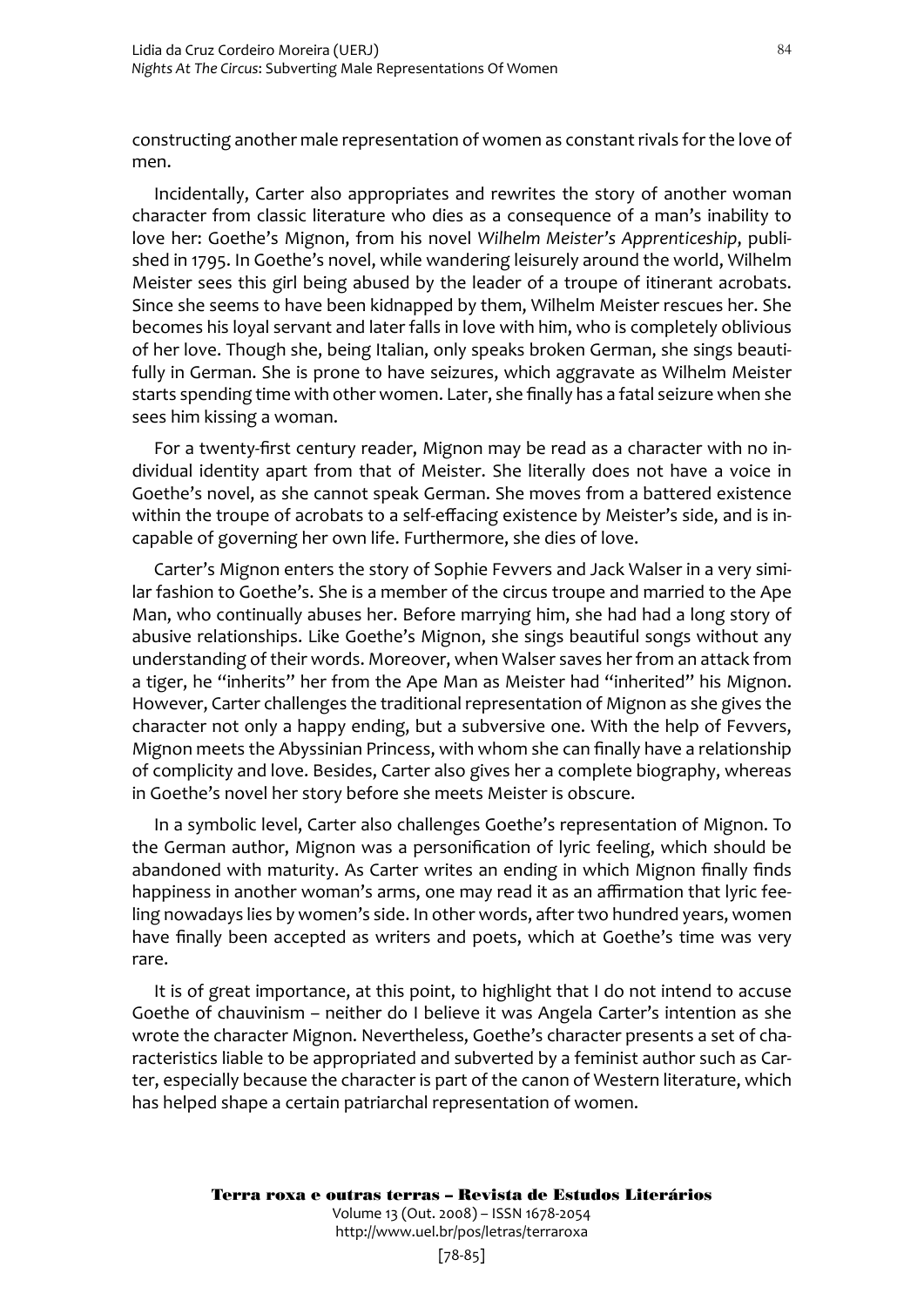constructing another male representation of women as constant rivals for the love of men.

Incidentally, Carter also appropriates and rewrites the story of another woman character from classic literature who dies as a consequence of a man's inability to love her: Goethe's Mignon, from his novel *Wilhelm Meister's Apprenticeship*, published in 1795. In Goethe's novel, while wandering leisurely around the world, Wilhelm Meister sees this girl being abused by the leader of a troupe of itinerant acrobats. Since she seems to have been kidnapped by them, Wilhelm Meister rescues her. She becomes his loyal servant and later falls in love with him, who is completely oblivious of her love. Though she, being Italian, only speaks broken German, she sings beautifully in German. She is prone to have seizures, which aggravate as Wilhelm Meister starts spending time with other women. Later, she finally has a fatal seizure when she sees him kissing a woman.

For a twenty-first century reader, Mignon may be read as a character with no individual identity apart from that of Meister. She literally does not have a voice in Goethe's novel, as she cannot speak German. She moves from a battered existence within the troupe of acrobats to a self-effacing existence by Meister's side, and is incapable of governing her own life. Furthermore, she dies of love.

Carter's Mignon enters the story of Sophie Fevvers and Jack Walser in a very similar fashion to Goethe's. She is a member of the circus troupe and married to the Ape Man, who continually abuses her. Before marrying him, she had had a long story of abusive relationships. Like Goethe's Mignon, she sings beautiful songs without any understanding of their words. Moreover, when Walser saves her from an attack from a tiger, he "inherits" her from the Ape Man as Meister had "inherited" his Mignon. However, Carter challenges the traditional representation of Mignon as she gives the character not only a happy ending, but a subversive one. With the help of Fevvers, Mignon meets the Abyssinian Princess, with whom she can finally have a relationship of complicity and love. Besides, Carter also gives her a complete biography, whereas in Goethe's novel her story before she meets Meister is obscure.

In a symbolic level, Carter also challenges Goethe's representation of Mignon. To the German author, Mignon was a personification of lyric feeling, which should be abandoned with maturity. As Carter writes an ending in which Mignon finally finds happiness in another woman's arms, one may read it as an affirmation that lyric feeling nowadays lies by women's side. In other words, after two hundred years, women have finally been accepted as writers and poets, which at Goethe's time was very rare.

It is of great importance, at this point, to highlight that I do not intend to accuse Goethe of chauvinism – neither do I believe it was Angela Carter's intention as she wrote the character Mignon. Nevertheless, Goethe's character presents a set of characteristics liable to be appropriated and subverted by a feminist author such as Carter, especially because the character is part of the canon of Western literature, which has helped shape a certain patriarchal representation of women.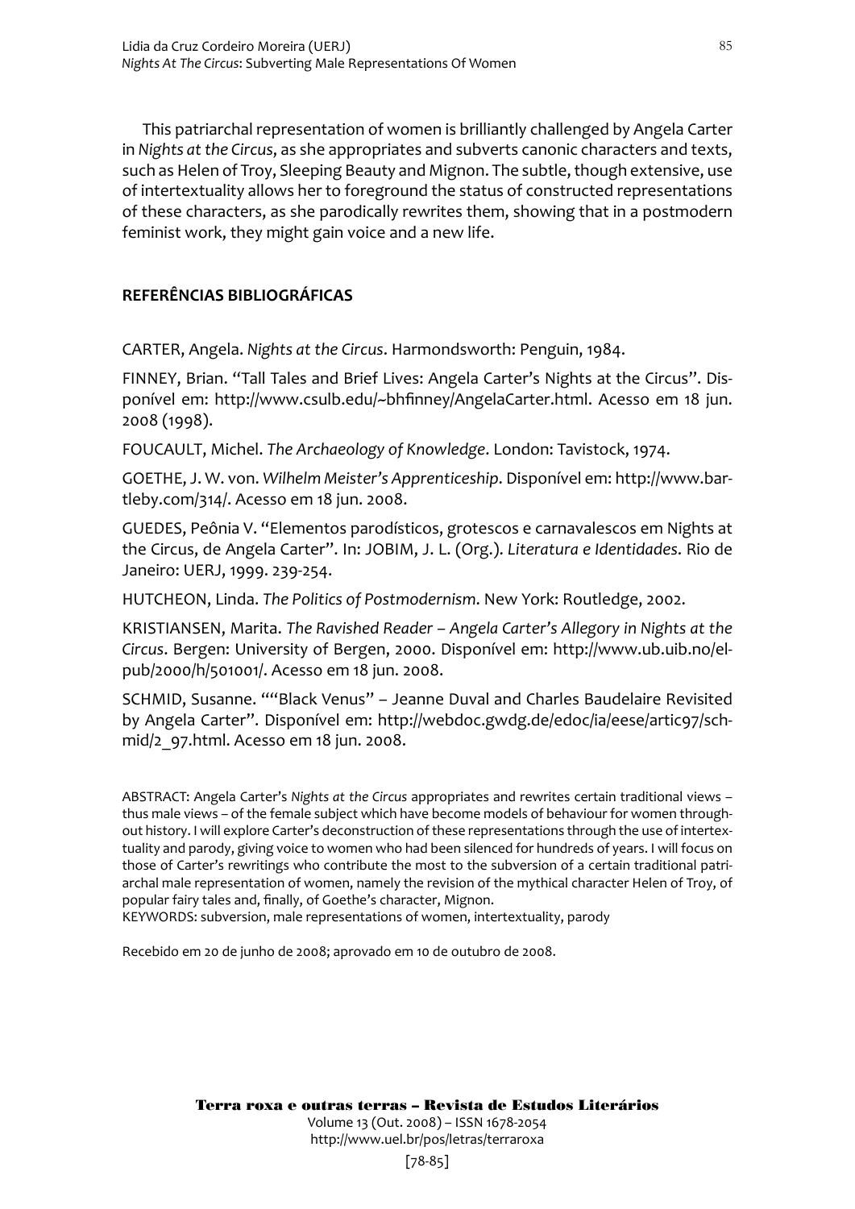This patriarchal representation of women is brilliantly challenged by Angela Carter in *Nights at the Circus*, as she appropriates and subverts canonic characters and texts, such as Helen of Troy, Sleeping Beauty and Mignon. The subtle, though extensive, use of intertextuality allows her to foreground the status of constructed representations of these characters, as she parodically rewrites them, showing that in a postmodern feminist work, they might gain voice and a new life.

## REFERÊNCIAS BIBLIOGRÁFICAS

CARTER, Angela. *Nights at the Circus*. Harmondsworth: Penguin, 1984.

FINNEY, Brian. "Tall Tales and Brief Lives: Angela Carter's Nights at the Circus". Disponível em: http://www.csulb.edu/~bhfinney/AngelaCarter.html. Acesso em 18 jun. 2008 (1998).

FOUCAULT, Michel. *The Archaeology of Knowledge*. London: Tavistock, 1974.

GOETHE, J. W. von. *Wilhelm Meister's Apprenticeship*. Disponível em: http://www.bartleby.com/314/. Acesso em 18 jun. 2008.

GUEDES, Peônia V. "Elementos parodísticos, grotescos e carnavalescos em Nights at the Circus, de Angela Carter". In: JOBIM, J. L. (Org.). *Literatura e Identidades*. Rio de Janeiro: UERJ, 1999. 239-254.

HUTCHEON, Linda. *The Politics of Postmodernism*. New York: Routledge, 2002.

KRISTIANSEN, Marita. *The Ravished Reader – Angela Carter's Allegory in Nights at the Circus*. Bergen: University of Bergen, 2000. Disponível em: http://www.ub.uib.no/elpub/2000/h/501001/. Acesso em 18 jun. 2008.

SCHMID, Susanne. ""Black Venus" – Jeanne Duval and Charles Baudelaire Revisited by Angela Carter". Disponível em: http://webdoc.gwdg.de/edoc/ia/eese/artic97/schmid/2_97.html. Acesso em 18 jun. 2008.

ABSTRACT: Angela Carter's *Nights at the Circus* appropriates and rewrites certain traditional views – thus male views – of the female subject which have become models of behaviour for women throughout history. I will explore Carter's deconstruction of these representations through the use of intertextuality and parody, giving voice to women who had been silenced for hundreds of years. I will focus on those of Carter's rewritings who contribute the most to the subversion of a certain traditional patriarchal male representation of women, namely the revision of the mythical character Helen of Troy, of popular fairy tales and, finally, of Goethe's character, Mignon.
KEYWORDS: subversion, male representations of women, intertextuality, parody

Recebido em 20 de junho de 2008; aprovado em 10 de outubro de 2008.